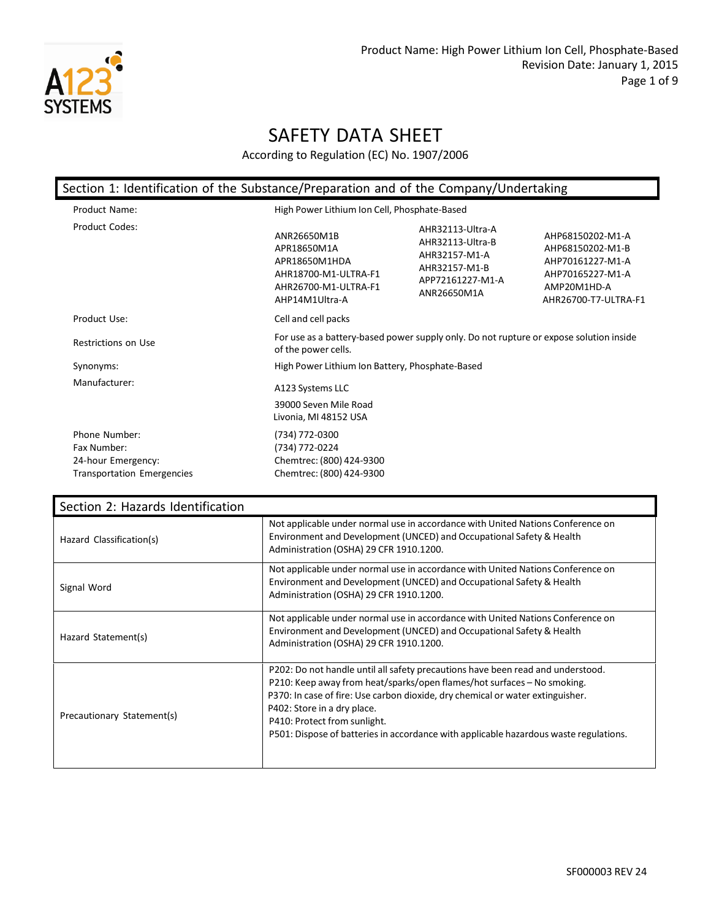# SAFETY DATA SHEET

According to Regulation (EC) No. 1907/2006

## Section 1: Identification of the Substance/Preparation and of the Company/Undertaking

| | |
|---|---|
| Product Name: | High Power Lithium Ion Cell, Phosphate-Based |
| Product Codes: | ANR26650M1B<br>APR18650M1A<br>APR18650M1HDA<br>AHR18700-M1-ULTRA-F1<br>AHR26700-M1-ULTRA-F1<br>AHP14M1Ultra-A<br>AHR32113-Ultra-A<br>AHR32113-Ultra-B<br>AHR32157-M1-A<br>AHR32157-M1-B<br>APP72161227-M1-A<br>ANR26650M1A<br>AHP68150202-M1-A<br>AHP68150202-M1-B<br>AHP70161227-M1-A<br>AHP70165227-M1-A<br>AMP20M1HD-A<br>AHR26700-T7-ULTRA-F1 |
| Product Use: | Cell and cell packs |
| Restrictions on Use | For use as a battery-based power supply only. Do not rupture or expose solution inside of the power cells. |
| Synonyms: | High Power Lithium Ion Battery, Phosphate-Based |
| Manufacturer: | A123 Systems LLC<br>39000 Seven Mile Road<br>Livonia, MI 48152 USA |
| Phone Number: | (734) 772-0300 |
| Fax Number: | (734) 772-0224 |
| 24-hour Emergency: | Chemtrec: (800) 424-9300 |
| Transportation Emergencies | Chemtrec: (800) 424-9300 |

## Section 2: Hazards Identification

| | |
|---|---|
| Hazard Classification(s) | Not applicable under normal use in accordance with United Nations Conference on Environment and Development (UNCED) and Occupational Safety & Health Administration (OSHA) 29 CFR 1910.1200. |
| Signal Word | Not applicable under normal use in accordance with United Nations Conference on Environment and Development (UNCED) and Occupational Safety & Health Administration (OSHA) 29 CFR 1910.1200. |
| Hazard Statement(s) | Not applicable under normal use in accordance with United Nations Conference on Environment and Development (UNCED) and Occupational Safety & Health Administration (OSHA) 29 CFR 1910.1200. |
| Precautionary Statement(s) | P202: Do not handle until all safety precautions have been read and understood.<br>P210: Keep away from heat/sparks/open flames/hot surfaces – No smoking.<br>P370: In case of fire: Use carbon dioxide, dry chemical or water extinguisher.<br>P402: Store in a dry place.<br>P410: Protect from sunlight.<br>P501: Dispose of batteries in accordance with applicable hazardous waste regulations. |

SF000003 REV 24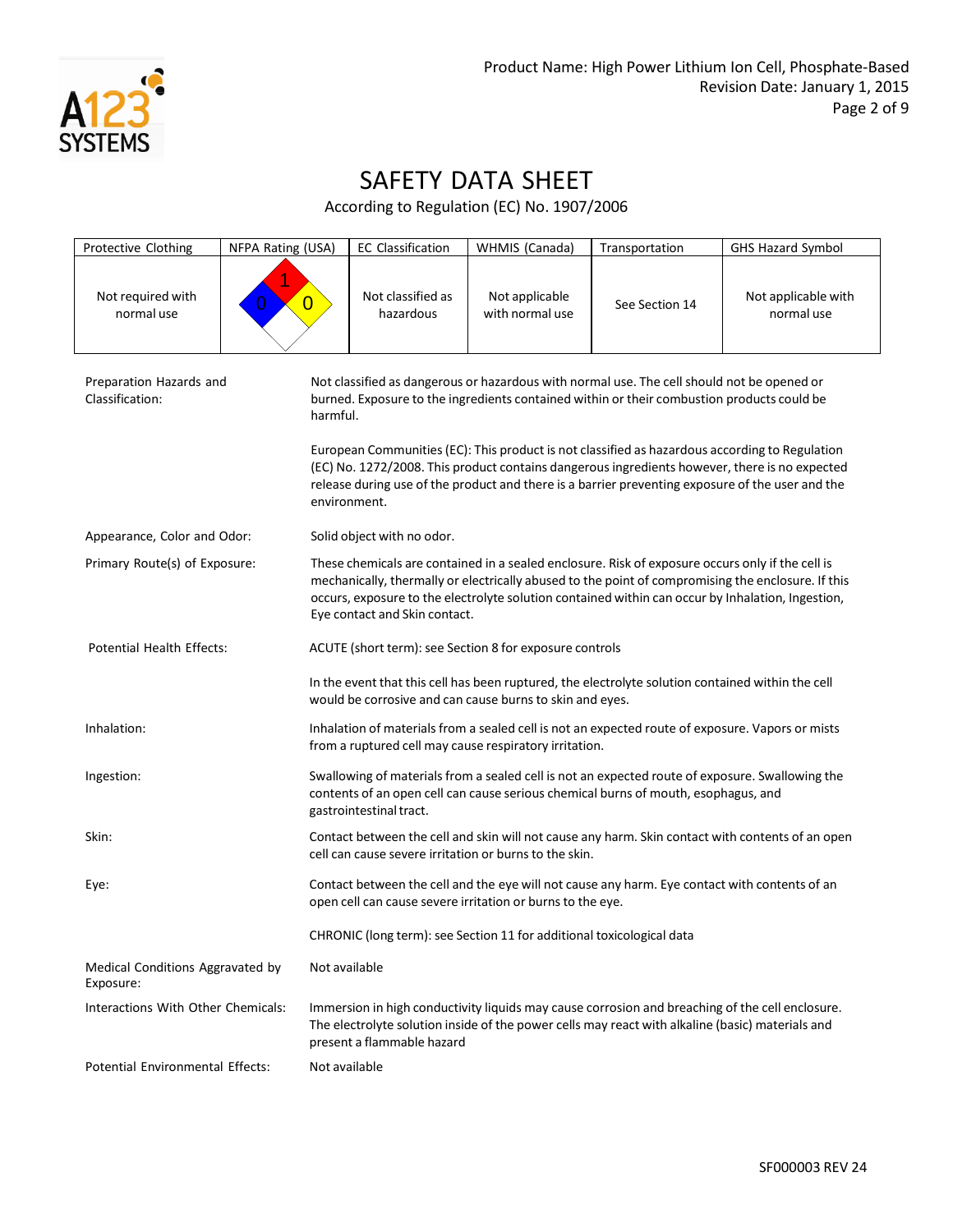# SAFETY DATA SHEET

According to Regulation (EC) No. 1907/2006

| Protective Clothing | NFPA Rating (USA) | EC Classification | WHMIS (Canada) | Transportation | GHS Hazard Symbol |
|---|---|---|---|---|---|
| Not required with normal use | Health: 0, Flammability: 1, Instability: 0 | Not classified as hazardous | Not applicable with normal use | See Section 14 | Not applicable with normal use |

**Preparation Hazards and Classification:**

Not classified as dangerous or hazardous with normal use. The cell should not be opened or burned. Exposure to the ingredients contained within or their combustion products could be harmful.

European Communities (EC): This product is not classified as hazardous according to Regulation (EC) No. 1272/2008. This product contains dangerous ingredients however, there is no expected release during use of the product and there is a barrier preventing exposure of the user and the environment.

**Appearance, Color and Odor:** Solid object with no odor.

**Primary Route(s) of Exposure:** These chemicals are contained in a sealed enclosure. Risk of exposure occurs only if the cell is mechanically, thermally or electrically abused to the point of compromising the enclosure. If this occurs, exposure to the electrolyte solution contained within can occur by Inhalation, Ingestion, Eye contact and Skin contact.

**Potential Health Effects:** ACUTE (short term): see Section 8 for exposure controls

In the event that this cell has been ruptured, the electrolyte solution contained within the cell would be corrosive and can cause burns to skin and eyes.

**Inhalation:** Inhalation of materials from a sealed cell is not an expected route of exposure. Vapors or mists from a ruptured cell may cause respiratory irritation.

**Ingestion:** Swallowing of materials from a sealed cell is not an expected route of exposure. Swallowing the contents of an open cell can cause serious chemical burns of mouth, esophagus, and gastrointestinal tract.

**Skin:** Contact between the cell and skin will not cause any harm. Skin contact with contents of an open cell can cause severe irritation or burns to the skin.

**Eye:** Contact between the cell and the eye will not cause any harm. Eye contact with contents of an open cell can cause severe irritation or burns to the eye.

CHRONIC (long term): see Section 11 for additional toxicological data

**Medical Conditions Aggravated by Exposure:** Not available

**Interactions With Other Chemicals:** Immersion in high conductivity liquids may cause corrosion and breaching of the cell enclosure. The electrolyte solution inside of the power cells may react with alkaline (basic) materials and present a flammable hazard

**Potential Environmental Effects:** Not available

SF000003 REV 24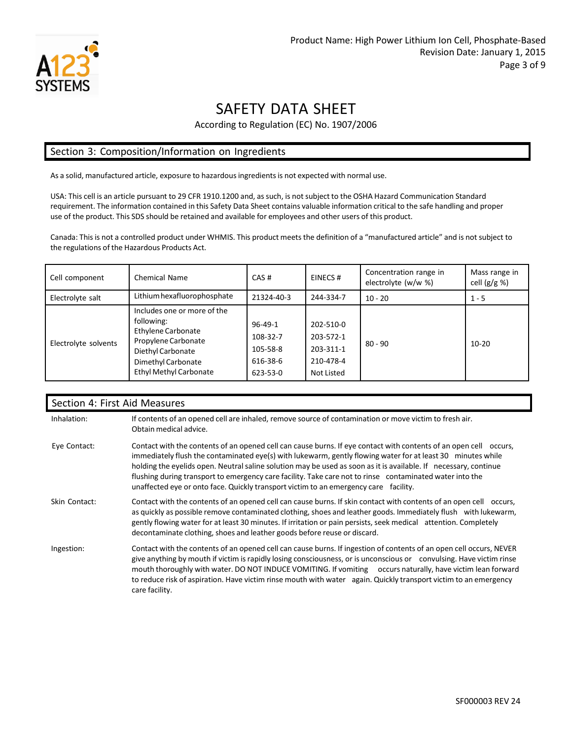# SAFETY DATA SHEET

According to Regulation (EC) No. 1907/2006

## Section 3: Composition/Information on Ingredients

As a solid, manufactured article, exposure to hazardous ingredients is not expected with normal use.

USA: This cell is an article pursuant to 29 CFR 1910.1200 and, as such, is not subject to the OSHA Hazard Communication Standard requirement. The information contained in this Safety Data Sheet contains valuable information critical to the safe handling and proper use of the product. This SDS should be retained and available for employees and other users of this product.

Canada: This is not a controlled product under WHMIS. This product meets the definition of a "manufactured article" and is not subject to the regulations of the Hazardous Products Act.

| Cell component | Chemical Name | CAS # | EINECS # | Concentration range in electrolyte (w/w %) | Mass range in cell (g/g %) |
|---|---|---|---|---|---|
| Electrolyte salt | Lithium hexafluorophosphate | 21324-40-3 | 244-334-7 | 10 - 20 | 1 - 5 |
| Electrolyte solvents | Includes one or more of the following:<br>Ethylene Carbonate<br>Propylene Carbonate<br>Diethyl Carbonate<br>Dimethyl Carbonate<br>Ethyl Methyl Carbonate | 96-49-1<br>108-32-7<br>105-58-8<br>616-38-6<br>623-53-0 | 202-510-0<br>203-572-1<br>203-311-1<br>210-478-4<br>Not Listed | 80 - 90 | 10-20 |

## Section 4: First Aid Measures

**Inhalation:** If contents of an opened cell are inhaled, remove source of contamination or move victim to fresh air. Obtain medical advice.

**Eye Contact:** Contact with the contents of an opened cell can cause burns. If eye contact with contents of an open cell occurs, immediately flush the contaminated eye(s) with lukewarm, gently flowing water for at least 30 minutes while holding the eyelids open. Neutral saline solution may be used as soon as it is available. If necessary, continue flushing during transport to emergency care facility. Take care not to rinse contaminated water into the unaffected eye or onto face. Quickly transport victim to an emergency care facility.

**Skin Contact:** Contact with the contents of an opened cell can cause burns. If skin contact with contents of an open cell occurs, as quickly as possible remove contaminated clothing, shoes and leather goods. Immediately flush with lukewarm, gently flowing water for at least 30 minutes. If irritation or pain persists, seek medical attention. Completely decontaminate clothing, shoes and leather goods before reuse or discard.

**Ingestion:** Contact with the contents of an opened cell can cause burns. If ingestion of contents of an open cell occurs, NEVER give anything by mouth if victim is rapidly losing consciousness, or is unconscious or convulsing. Have victim rinse mouth thoroughly with water. DO NOT INDUCE VOMITING. If vomiting occurs naturally, have victim lean forward to reduce risk of aspiration. Have victim rinse mouth with water again. Quickly transport victim to an emergency care facility.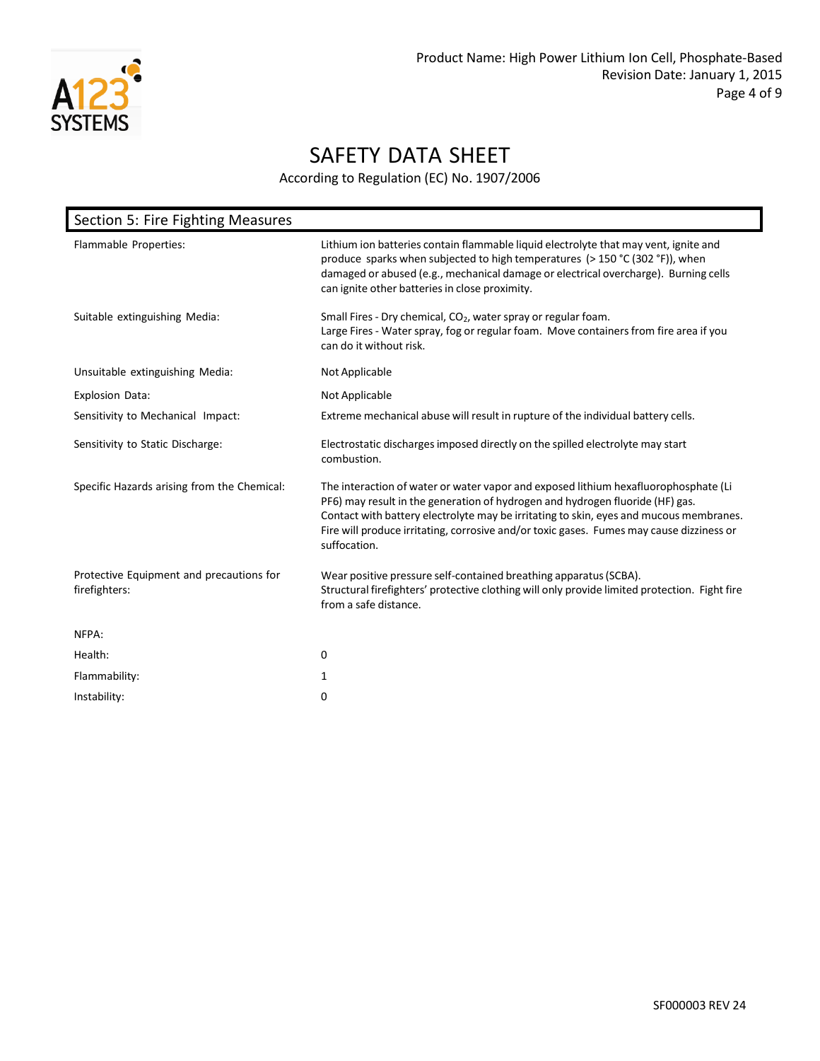# SAFETY DATA SHEET

According to Regulation (EC) No. 1907/2006

## Section 5: Fire Fighting Measures

| | |
|---|---|
| Flammable Properties: | Lithium ion batteries contain flammable liquid electrolyte that may vent, ignite and produce sparks when subjected to high temperatures (> 150 °C (302 °F)), when damaged or abused (e.g., mechanical damage or electrical overcharge). Burning cells can ignite other batteries in close proximity. |
| Suitable extinguishing Media: | Small Fires - Dry chemical, $CO_2$, water spray or regular foam.<br>Large Fires - Water spray, fog or regular foam. Move containers from fire area if you can do it without risk. |
| Unsuitable extinguishing Media: | Not Applicable |
| Explosion Data: | Not Applicable |
| Sensitivity to Mechanical Impact: | Extreme mechanical abuse will result in rupture of the individual battery cells. |
| Sensitivity to Static Discharge: | Electrostatic discharges imposed directly on the spilled electrolyte may start combustion. |
| Specific Hazards arising from the Chemical: | The interaction of water or water vapor and exposed lithium hexafluorophosphate (Li PF6) may result in the generation of hydrogen and hydrogen fluoride (HF) gas.<br>Contact with battery electrolyte may be irritating to skin, eyes and mucous membranes.<br>Fire will produce irritating, corrosive and/or toxic gases. Fumes may cause dizziness or suffocation. |
| Protective Equipment and precautions for firefighters: | Wear positive pressure self-contained breathing apparatus (SCBA).<br>Structural firefighters' protective clothing will only provide limited protection. Fight fire from a safe distance. |
| NFPA: | |
| Health: | 0 |
| Flammability: | 1 |
| Instability: | 0 |

SF000003 REV 24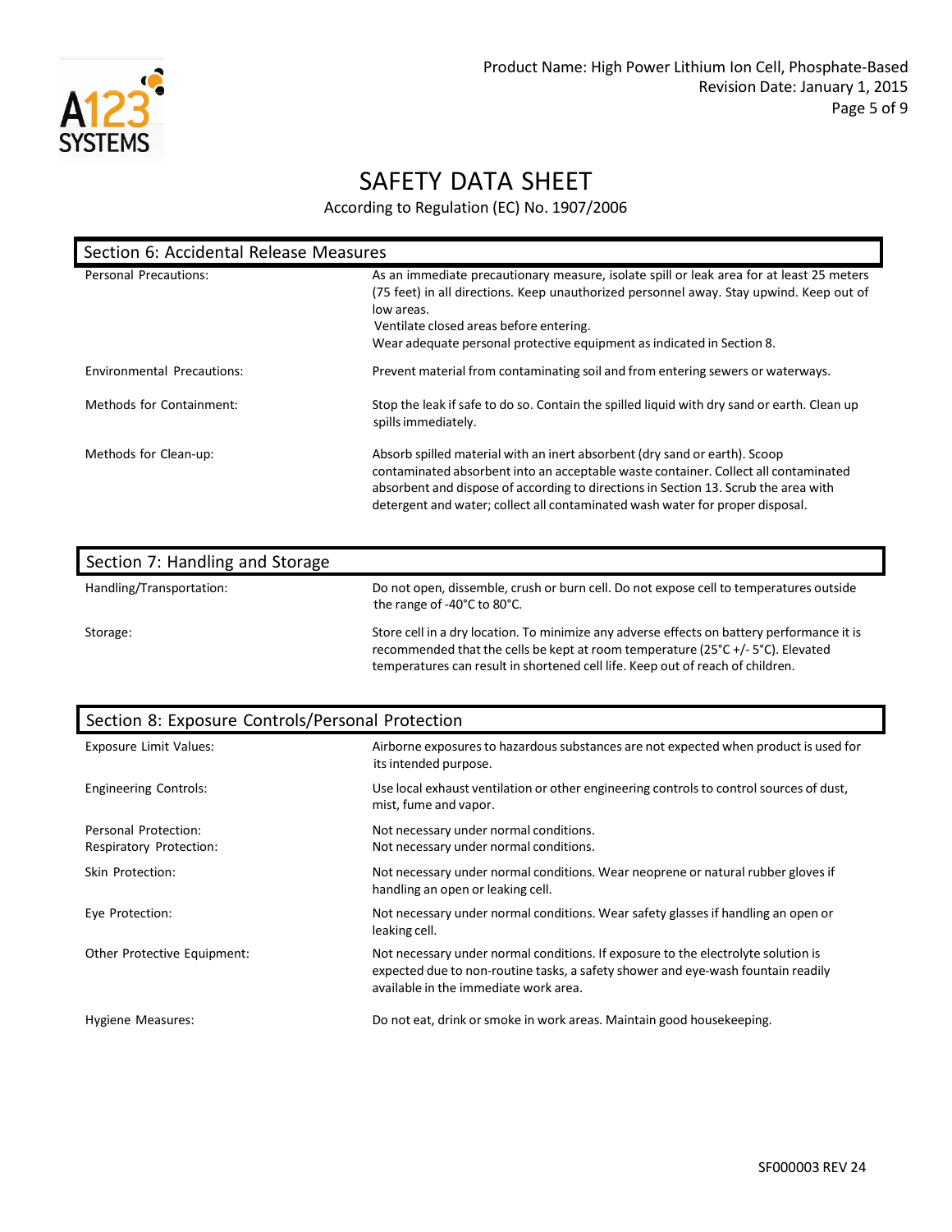# SAFETY DATA SHEET

According to Regulation (EC) No. 1907/2006

## Section 6: Accidental Release Measures

| | |
|---|---|
| Personal Precautions: | As an immediate precautionary measure, isolate spill or leak area for at least 25 meters (75 feet) in all directions. Keep unauthorized personnel away. Stay upwind. Keep out of low areas.<br>Ventilate closed areas before entering.<br>Wear adequate personal protective equipment as indicated in Section 8. |
| Environmental Precautions: | Prevent material from contaminating soil and from entering sewers or waterways. |
| Methods for Containment: | Stop the leak if safe to do so. Contain the spilled liquid with dry sand or earth. Clean up spills immediately. |
| Methods for Clean-up: | Absorb spilled material with an inert absorbent (dry sand or earth). Scoop contaminated absorbent into an acceptable waste container. Collect all contaminated absorbent and dispose of according to directions in Section 13. Scrub the area with detergent and water; collect all contaminated wash water for proper disposal. |

## Section 7: Handling and Storage

| | |
|---|---|
| Handling/Transportation: | Do not open, dissemble, crush or burn cell. Do not expose cell to temperatures outside the range of -40°C to 80°C. |
| Storage: | Store cell in a dry location. To minimize any adverse effects on battery performance it is recommended that the cells be kept at room temperature (25°C +/- 5°C). Elevated temperatures can result in shortened cell life. Keep out of reach of children. |

## Section 8: Exposure Controls/Personal Protection

| | |
|---|---|
| Exposure Limit Values: | Airborne exposures to hazardous substances are not expected when product is used for its intended purpose. |
| Engineering Controls: | Use local exhaust ventilation or other engineering controls to control sources of dust, mist, fume and vapor. |
| Personal Protection: | Not necessary under normal conditions. |
| Respiratory Protection: | Not necessary under normal conditions. |
| Skin Protection: | Not necessary under normal conditions. Wear neoprene or natural rubber gloves if handling an open or leaking cell. |
| Eye Protection: | Not necessary under normal conditions. Wear safety glasses if handling an open or leaking cell. |
| Other Protective Equipment: | Not necessary under normal conditions. If exposure to the electrolyte solution is expected due to non-routine tasks, a safety shower and eye-wash fountain readily available in the immediate work area. |
| Hygiene Measures: | Do not eat, drink or smoke in work areas. Maintain good housekeeping. |

SF000003 REV 24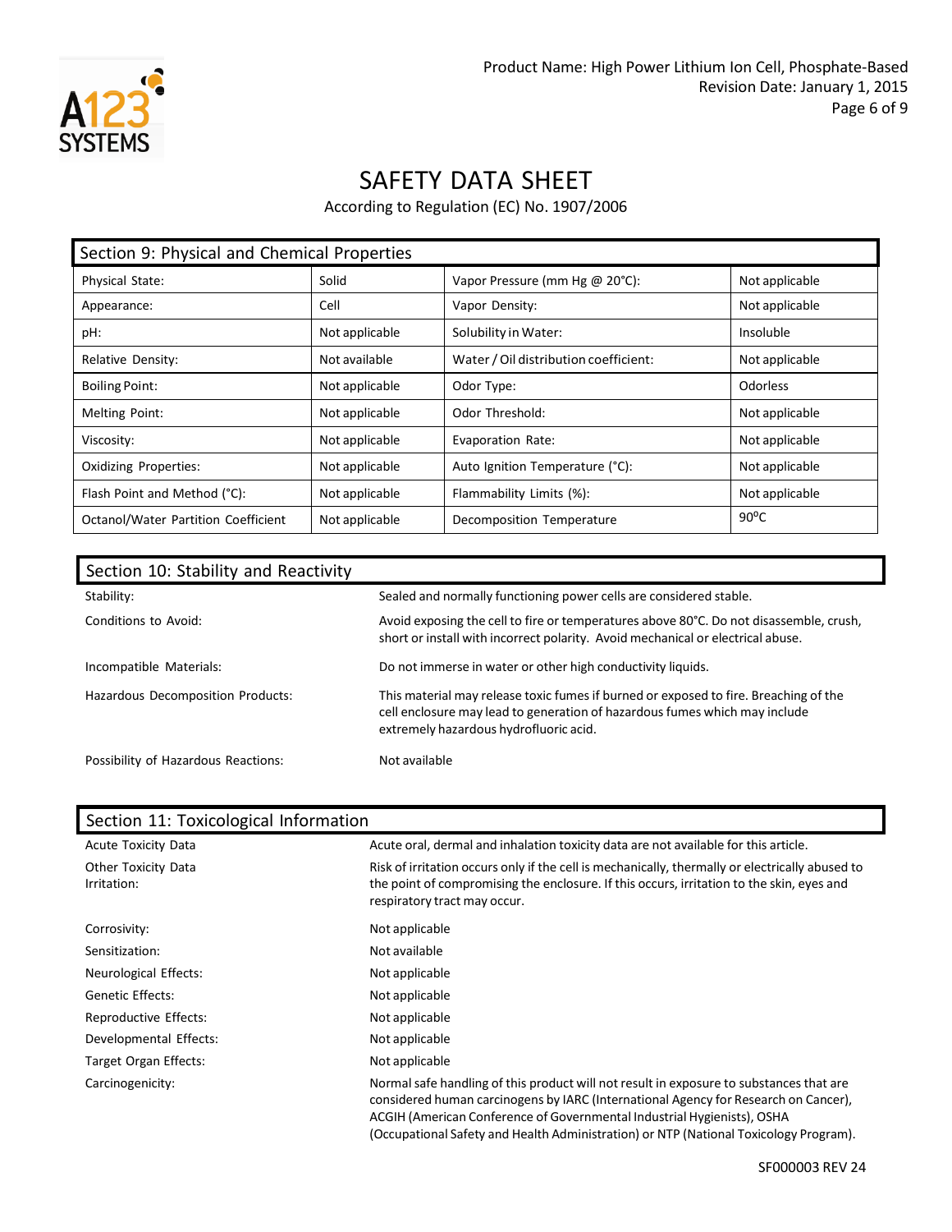# SAFETY DATA SHEET

According to Regulation (EC) No. 1907/2006

## Section 9: Physical and Chemical Properties

| Physical State: | Solid | Vapor Pressure (mm Hg @ 20°C): | Not applicable |
|---|---|---|---|
| Appearance: | Cell | Vapor Density: | Not applicable |
| pH: | Not applicable | Solubility in Water: | Insoluble |
| Relative Density: | Not available | Water / Oil distribution coefficient: | Not applicable |
| Boiling Point: | Not applicable | Odor Type: | Odorless |
| Melting Point: | Not applicable | Odor Threshold: | Not applicable |
| Viscosity: | Not applicable | Evaporation Rate: | Not applicable |
| Oxidizing Properties: | Not applicable | Auto Ignition Temperature (°C): | Not applicable |
| Flash Point and Method (°C): | Not applicable | Flammability Limits (%): | Not applicable |
| Octanol/Water Partition Coefficient | Not applicable | Decomposition Temperature | 90°C |

## Section 10: Stability and Reactivity

| | |
|---|---|
| Stability: | Sealed and normally functioning power cells are considered stable. |
| Conditions to Avoid: | Avoid exposing the cell to fire or temperatures above 80°C. Do not disassemble, crush, short or install with incorrect polarity. Avoid mechanical or electrical abuse. |
| Incompatible Materials: | Do not immerse in water or other high conductivity liquids. |
| Hazardous Decomposition Products: | This material may release toxic fumes if burned or exposed to fire. Breaching of the cell enclosure may lead to generation of hazardous fumes which may include extremely hazardous hydrofluoric acid. |
| Possibility of Hazardous Reactions: | Not available |

## Section 11: Toxicological Information

| | |
|---|---|
| Acute Toxicity Data | Acute oral, dermal and inhalation toxicity data are not available for this article. |
| Other Toxicity Data Irritation: | Risk of irritation occurs only if the cell is mechanically, thermally or electrically abused to the point of compromising the enclosure. If this occurs, irritation to the skin, eyes and respiratory tract may occur. |
| Corrosivity: | Not applicable |
| Sensitization: | Not available |
| Neurological Effects: | Not applicable |
| Genetic Effects: | Not applicable |
| Reproductive Effects: | Not applicable |
| Developmental Effects: | Not applicable |
| Target Organ Effects: | Not applicable |
| Carcinogenicity: | Normal safe handling of this product will not result in exposure to substances that are considered human carcinogens by IARC (International Agency for Research on Cancer), ACGIH (American Conference of Governmental Industrial Hygienists), OSHA (Occupational Safety and Health Administration) or NTP (National Toxicology Program). |

SF000003 REV 24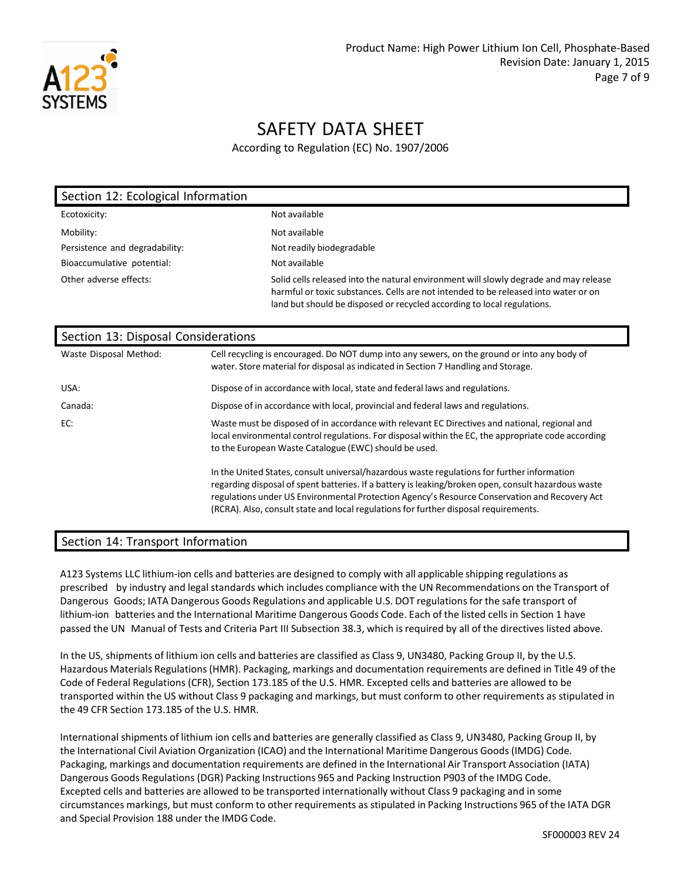## Section 12: Ecological Information

| | |
|---|---|
| Ecotoxicity: | Not available |
| Mobility: | Not available |
| Persistence and degradability: | Not readily biodegradable |
| Bioaccumulative potential: | Not available |
| Other adverse effects: | Solid cells released into the natural environment will slowly degrade and may release harmful or toxic substances. Cells are not intended to be released into water or on land but should be disposed or recycled according to local regulations. |

## Section 13: Disposal Considerations

| | |
|---|---|
| Waste Disposal Method: | Cell recycling is encouraged. Do NOT dump into any sewers, on the ground or into any body of water. Store material for disposal as indicated in Section 7 Handling and Storage. |
| USA: | Dispose of in accordance with local, state and federal laws and regulations. |
| Canada: | Dispose of in accordance with local, provincial and federal laws and regulations. |
| EC: | Waste must be disposed of in accordance with relevant EC Directives and national, regional and local environmental control regulations. For disposal within the EC, the appropriate code according to the European Waste Catalogue (EWC) should be used. |

In the United States, consult universal/hazardous waste regulations for further information regarding disposal of spent batteries. If a battery is leaking/broken open, consult hazardous waste regulations under US Environmental Protection Agency's Resource Conservation and Recovery Act (RCRA). Also, consult state and local regulations for further disposal requirements.

## Section 14: Transport Information

A123 Systems LLC lithium-ion cells and batteries are designed to comply with all applicable shipping regulations as prescribed by industry and legal standards which includes compliance with the UN Recommendations on the Transport of Dangerous Goods; IATA Dangerous Goods Regulations and applicable U.S. DOT regulations for the safe transport of lithium-ion batteries and the International Maritime Dangerous Goods Code. Each of the listed cells in Section 1 have passed the UN Manual of Tests and Criteria Part III Subsection 38.3, which is required by all of the directives listed above.

In the US, shipments of lithium ion cells and batteries are classified as Class 9, UN3480, Packing Group II, by the U.S. Hazardous Materials Regulations (HMR). Packaging, markings and documentation requirements are defined in Title 49 of the Code of Federal Regulations (CFR), Section 173.185 of the U.S. HMR. Excepted cells and batteries are allowed to be transported within the US without Class 9 packaging and markings, but must conform to other requirements as stipulated in the 49 CFR Section 173.185 of the U.S. HMR.

International shipments of lithium ion cells and batteries are generally classified as Class 9, UN3480, Packing Group II, by the International Civil Aviation Organization (ICAO) and the International Maritime Dangerous Goods (IMDG) Code. Packaging, markings and documentation requirements are defined in the International Air Transport Association (IATA) Dangerous Goods Regulations (DGR) Packing Instructions 965 and Packing Instruction P903 of the IMDG Code. Excepted cells and batteries are allowed to be transported internationally without Class 9 packaging and in some circumstances markings, but must conform to other requirements as stipulated in Packing Instructions 965 of the IATA DGR and Special Provision 188 under the IMDG Code.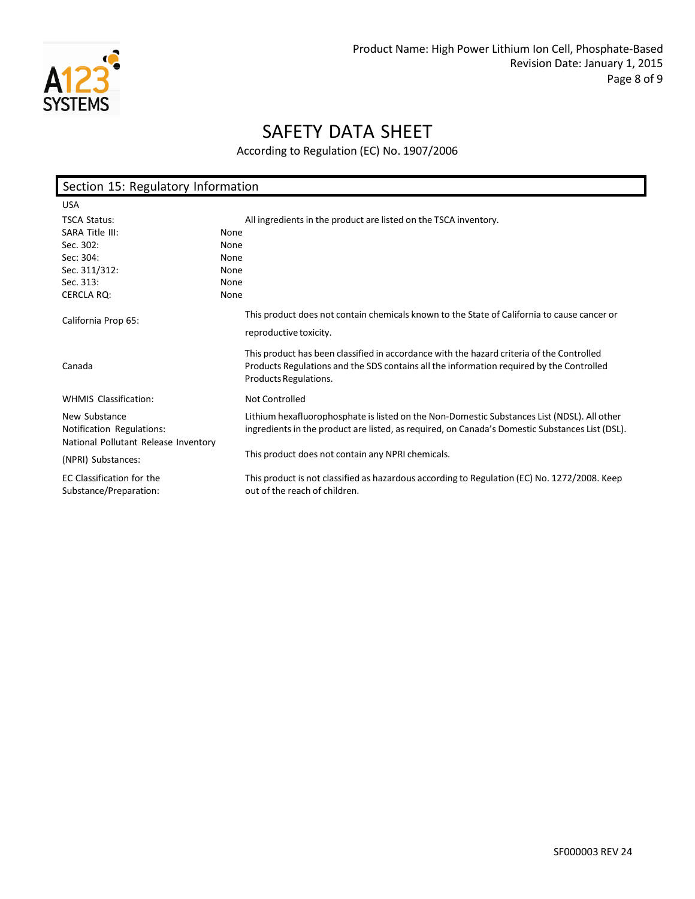# SAFETY DATA SHEET

According to Regulation (EC) No. 1907/2006

## Section 15: Regulatory Information

USA

| | |
|---|---|
| TSCA Status: | All ingredients in the product are listed on the TSCA inventory. |
| SARA Title III: | None |
| Sec. 302: | None |
| Sec. 304: | None |
| Sec. 311/312: | None |
| Sec. 313: | None |
| CERCLA RQ: | None |
| California Prop 65: | This product does not contain chemicals known to the State of California to cause cancer or reproductive toxicity. |
| Canada | This product has been classified in accordance with the hazard criteria of the Controlled Products Regulations and the SDS contains all the information required by the Controlled Products Regulations. |
| WHMIS Classification: | Not Controlled |
| New Substance Notification Regulations: | Lithium hexafluorophosphate is listed on the Non-Domestic Substances List (NDSL). All other ingredients in the product are listed, as required, on Canada's Domestic Substances List (DSL). |
| National Pollutant Release Inventory (NPRI) Substances: | This product does not contain any NPRI chemicals. |
| EC Classification for the Substance/Preparation: | This product is not classified as hazardous according to Regulation (EC) No. 1272/2008. Keep out of the reach of children. |

SF000003 REV 24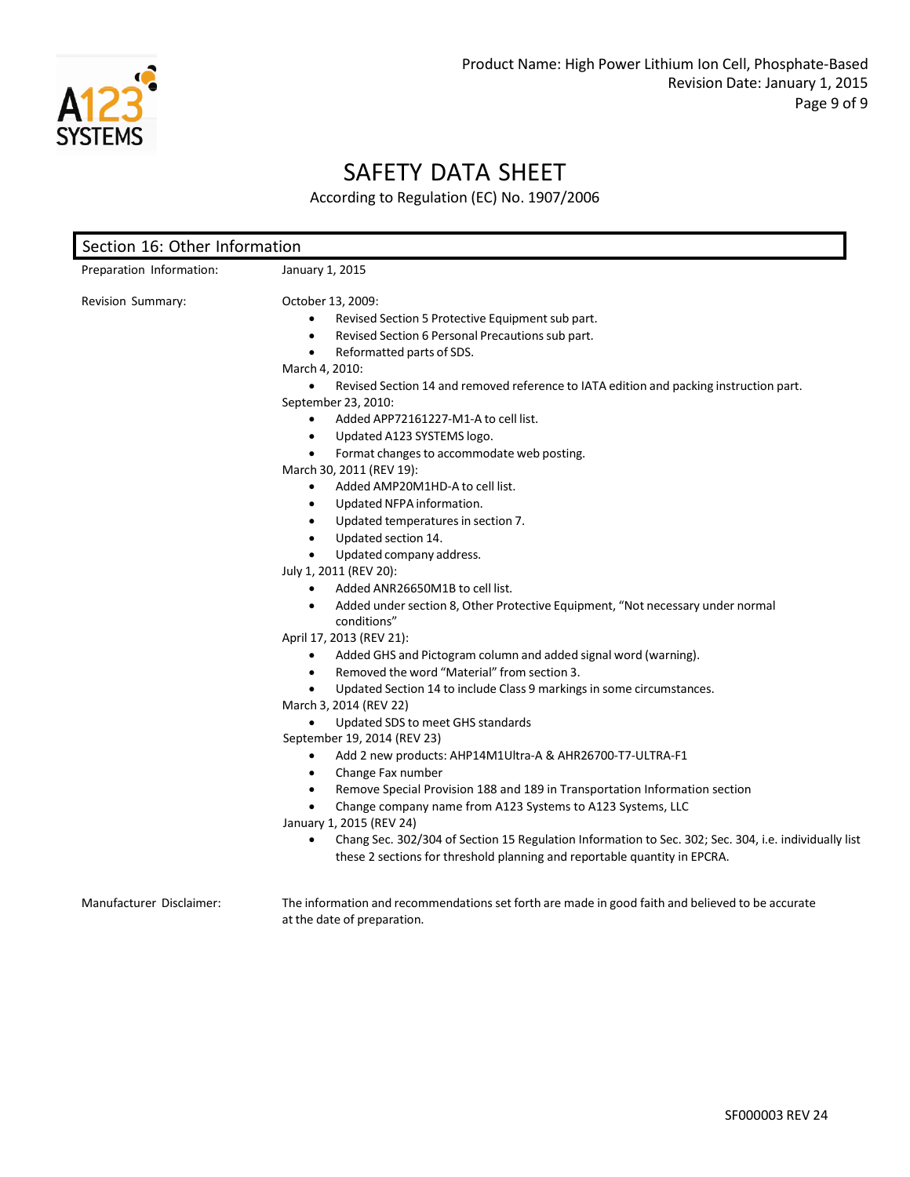# SAFETY DATA SHEET

According to Regulation (EC) No. 1907/2006

## Section 16: Other Information

Preparation Information: January 1, 2015

Revision Summary:

October 13, 2009:

- Revised Section 5 Protective Equipment sub part.
- Revised Section 6 Personal Precautions sub part.
- Reformatted parts of SDS.

March 4, 2010:

- Revised Section 14 and removed reference to IATA edition and packing instruction part.

September 23, 2010:

- Added APP72161227-M1-A to cell list.
- Updated A123 SYSTEMS logo.
- Format changes to accommodate web posting.

March 30, 2011 (REV 19):

- Added AMP20M1HD-A to cell list.
- Updated NFPA information.
- Updated temperatures in section 7.
- Updated section 14.
- Updated company address.

July 1, 2011 (REV 20):

- Added ANR26650M1B to cell list.
- Added under section 8, Other Protective Equipment, "Not necessary under normal conditions"

April 17, 2013 (REV 21):

- Added GHS and Pictogram column and added signal word (warning).
- Removed the word "Material" from section 3.
- Updated Section 14 to include Class 9 markings in some circumstances.

March 3, 2014 (REV 22)

- Updated SDS to meet GHS standards

September 19, 2014 (REV 23)

- Add 2 new products: AHP14M1Ultra-A & AHR26700-T7-ULTRA-F1
- Change Fax number
- Remove Special Provision 188 and 189 in Transportation Information section
- Change company name from A123 Systems to A123 Systems, LLC

January 1, 2015 (REV 24)

- Chang Sec. 302/304 of Section 15 Regulation Information to Sec. 302; Sec. 304, i.e. individually list these 2 sections for threshold planning and reportable quantity in EPCRA.

Manufacturer Disclaimer: The information and recommendations set forth are made in good faith and believed to be accurate at the date of preparation.

SF000003 REV 24